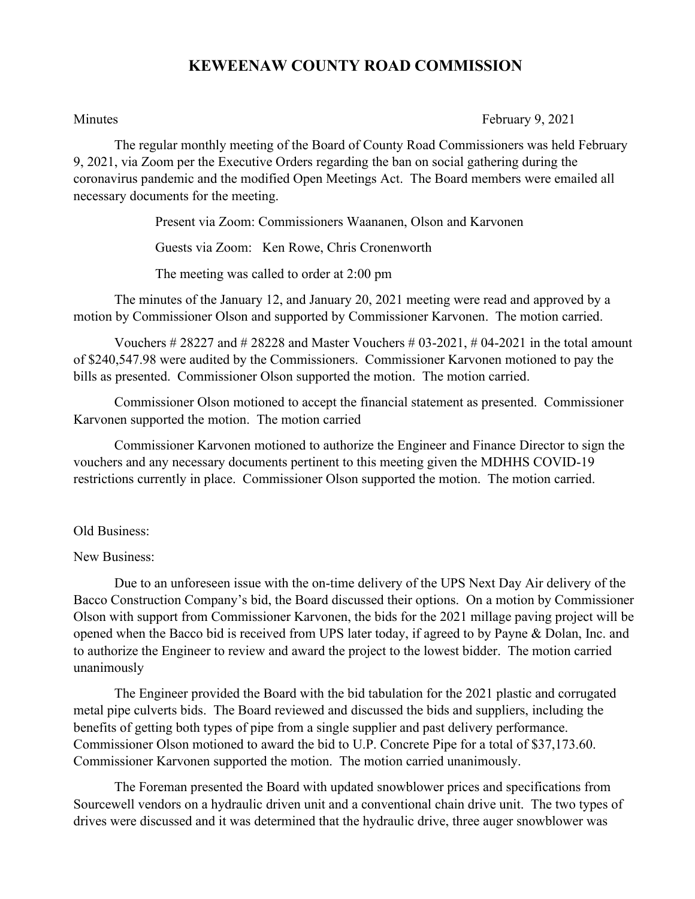# KEWEENAW COUNTY ROAD COMMISSION

Minutes February 9, 2021

The regular monthly meeting of the Board of County Road Commissioners was held February 9, 2021, via Zoom per the Executive Orders regarding the ban on social gathering during the coronavirus pandemic and the modified Open Meetings Act. The Board members were emailed all necessary documents for the meeting.

Present via Zoom: Commissioners Waananen, Olson and Karvonen

Guests via Zoom: Ken Rowe, Chris Cronenworth

The meeting was called to order at 2:00 pm

The minutes of the January 12, and January 20, 2021 meeting were read and approved by a motion by Commissioner Olson and supported by Commissioner Karvonen. The motion carried.

Vouchers # 28227 and # 28228 and Master Vouchers # 03-2021, # 04-2021 in the total amount of $240,547.98 were audited by the Commissioners. Commissioner Karvonen motioned to pay the bills as presented. Commissioner Olson supported the motion. The motion carried.

Commissioner Olson motioned to accept the financial statement as presented. Commissioner Karvonen supported the motion. The motion carried

Commissioner Karvonen motioned to authorize the Engineer and Finance Director to sign the vouchers and any necessary documents pertinent to this meeting given the MDHHS COVID-19 restrictions currently in place. Commissioner Olson supported the motion. The motion carried.

Old Business:

New Business:

Due to an unforeseen issue with the on-time delivery of the UPS Next Day Air delivery of the Bacco Construction Company's bid, the Board discussed their options. On a motion by Commissioner Olson with support from Commissioner Karvonen, the bids for the 2021 millage paving project will be opened when the Bacco bid is received from UPS later today, if agreed to by Payne & Dolan, Inc. and to authorize the Engineer to review and award the project to the lowest bidder. The motion carried unanimously

The Engineer provided the Board with the bid tabulation for the 2021 plastic and corrugated metal pipe culverts bids. The Board reviewed and discussed the bids and suppliers, including the benefits of getting both types of pipe from a single supplier and past delivery performance. Commissioner Olson motioned to award the bid to U.P. Concrete Pipe for a total of $37,173.60. Commissioner Karvonen supported the motion. The motion carried unanimously.

The Foreman presented the Board with updated snowblower prices and specifications from Sourcewell vendors on a hydraulic driven unit and a conventional chain drive unit. The two types of drives were discussed and it was determined that the hydraulic drive, three auger snowblower was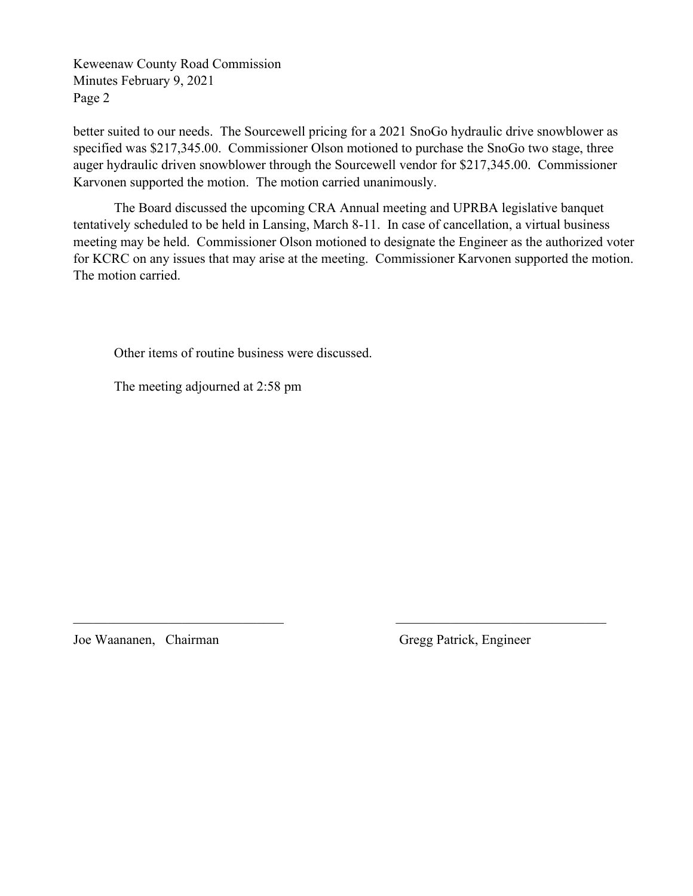better suited to our needs. The Sourcewell pricing for a 2021 SnoGo hydraulic drive snowblower as specified was $217,345.00. Commissioner Olson motioned to purchase the SnoGo two stage, three auger hydraulic driven snowblower through the Sourcewell vendor for $217,345.00. Commissioner Karvonen supported the motion. The motion carried unanimously.

The Board discussed the upcoming CRA Annual meeting and UPRBA legislative banquet tentatively scheduled to be held in Lansing, March 8-11. In case of cancellation, a virtual business meeting may be held. Commissioner Olson motioned to designate the Engineer as the authorized voter for KCRC on any issues that may arise at the meeting. Commissioner Karvonen supported the motion. The motion carried.

Other items of routine business were discussed.

The meeting adjourned at 2:58 pm

\_\_\_\_\_\_\_\_\_\_\_\_\_\_\_\_\_\_\_\_\_\_\_\_\_\_\_\_\_\_\_\_

Joe Waananen, Chairman

\_\_\_\_\_\_\_\_\_\_\_\_\_\_\_\_\_\_\_\_\_\_\_\_\_\_\_\_\_\_\_\_

Gregg Patrick, Engineer